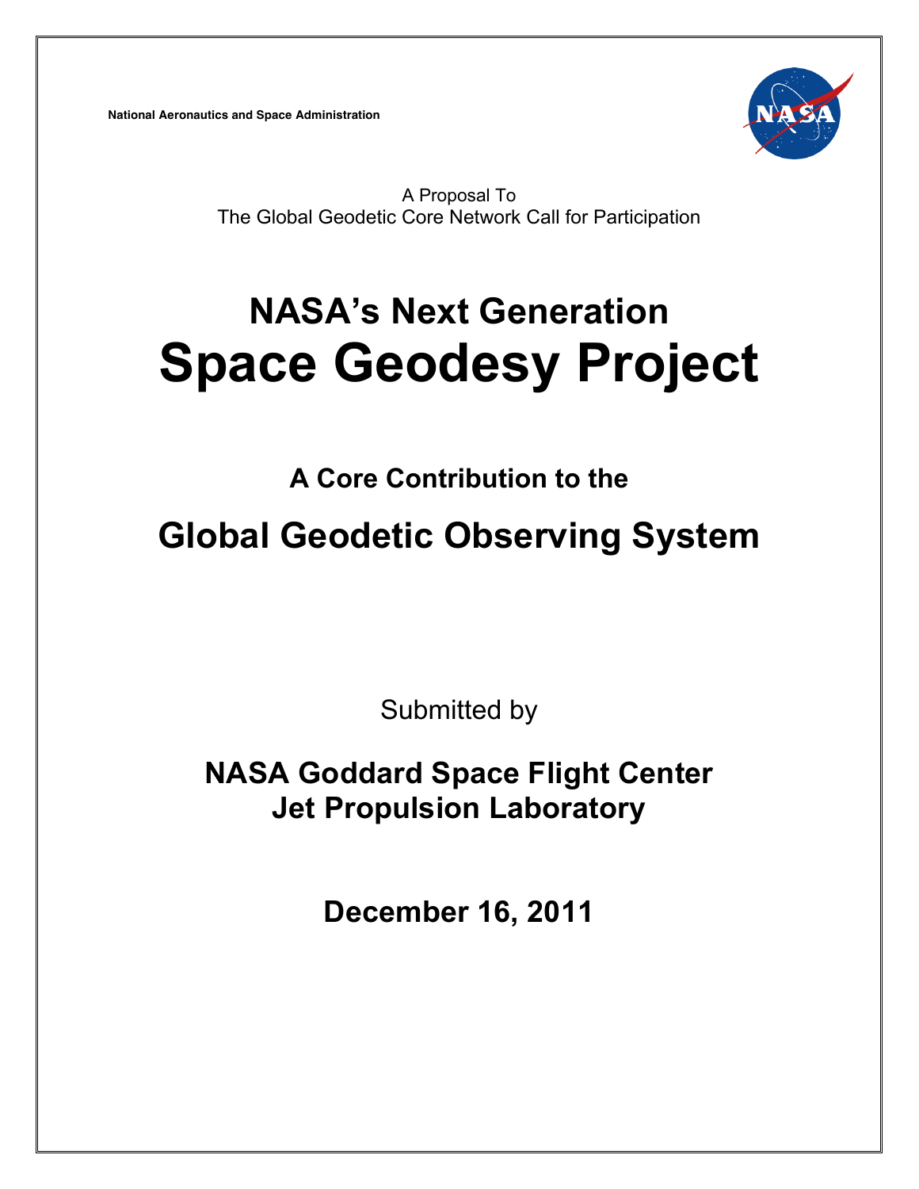**National Aeronautics and Space Administration**

A Proposal To
The Global Geodetic Core Network Call for Participation

# NASA's Next Generation
# Space Geodesy Project

## A Core Contribution to the

## Global Geodetic Observing System

Submitted by

**NASA Goddard Space Flight Center**
**Jet Propulsion Laboratory**

**December 16, 2011**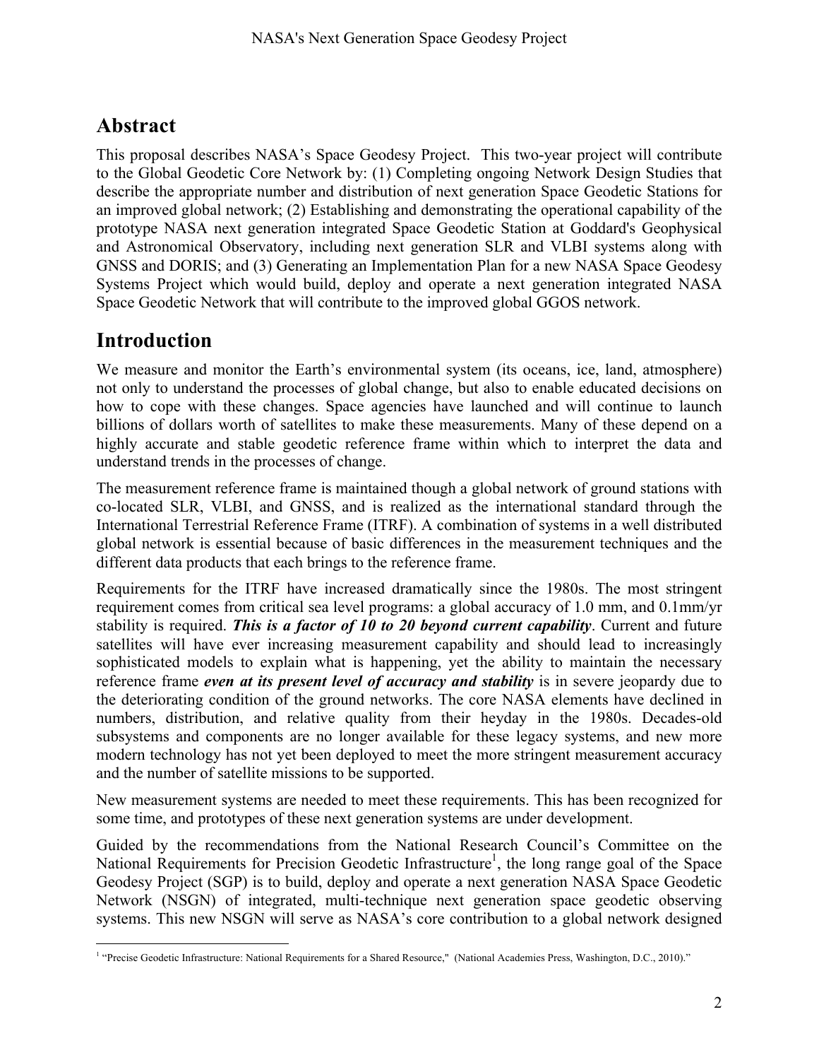## Abstract

This proposal describes NASA's Space Geodesy Project. This two-year project will contribute to the Global Geodetic Core Network by: (1) Completing ongoing Network Design Studies that describe the appropriate number and distribution of next generation Space Geodetic Stations for an improved global network; (2) Establishing and demonstrating the operational capability of the prototype NASA next generation integrated Space Geodetic Station at Goddard's Geophysical and Astronomical Observatory, including next generation SLR and VLBI systems along with GNSS and DORIS; and (3) Generating an Implementation Plan for a new NASA Space Geodesy Systems Project which would build, deploy and operate a next generation integrated NASA Space Geodetic Network that will contribute to the improved global GGOS network.

## Introduction

We measure and monitor the Earth's environmental system (its oceans, ice, land, atmosphere) not only to understand the processes of global change, but also to enable educated decisions on how to cope with these changes. Space agencies have launched and will continue to launch billions of dollars worth of satellites to make these measurements. Many of these depend on a highly accurate and stable geodetic reference frame within which to interpret the data and understand trends in the processes of change.

The measurement reference frame is maintained though a global network of ground stations with co-located SLR, VLBI, and GNSS, and is realized as the international standard through the International Terrestrial Reference Frame (ITRF). A combination of systems in a well distributed global network is essential because of basic differences in the measurement techniques and the different data products that each brings to the reference frame.

Requirements for the ITRF have increased dramatically since the 1980s. The most stringent requirement comes from critical sea level programs: a global accuracy of 1.0 mm, and 0.1mm/yr stability is required. ***This is a factor of 10 to 20 beyond current capability***. Current and future satellites will have ever increasing measurement capability and should lead to increasingly sophisticated models to explain what is happening, yet the ability to maintain the necessary reference frame ***even at its present level of accuracy and stability*** is in severe jeopardy due to the deteriorating condition of the ground networks. The core NASA elements have declined in numbers, distribution, and relative quality from their heyday in the 1980s. Decades-old subsystems and components are no longer available for these legacy systems, and new more modern technology has not yet been deployed to meet the more stringent measurement accuracy and the number of satellite missions to be supported.

New measurement systems are needed to meet these requirements. This has been recognized for some time, and prototypes of these next generation systems are under development.

Guided by the recommendations from the National Research Council's Committee on the National Requirements for Precision Geodetic Infrastructure[1], the long range goal of the Space Geodesy Project (SGP) is to build, deploy and operate a next generation NASA Space Geodetic Network (NSGN) of integrated, multi-technique next generation space geodetic observing systems. This new NSGN will serve as NASA's core contribution to a global network designed

[1] "Precise Geodetic Infrastructure: National Requirements for a Shared Resource," (National Academies Press, Washington, D.C., 2010)."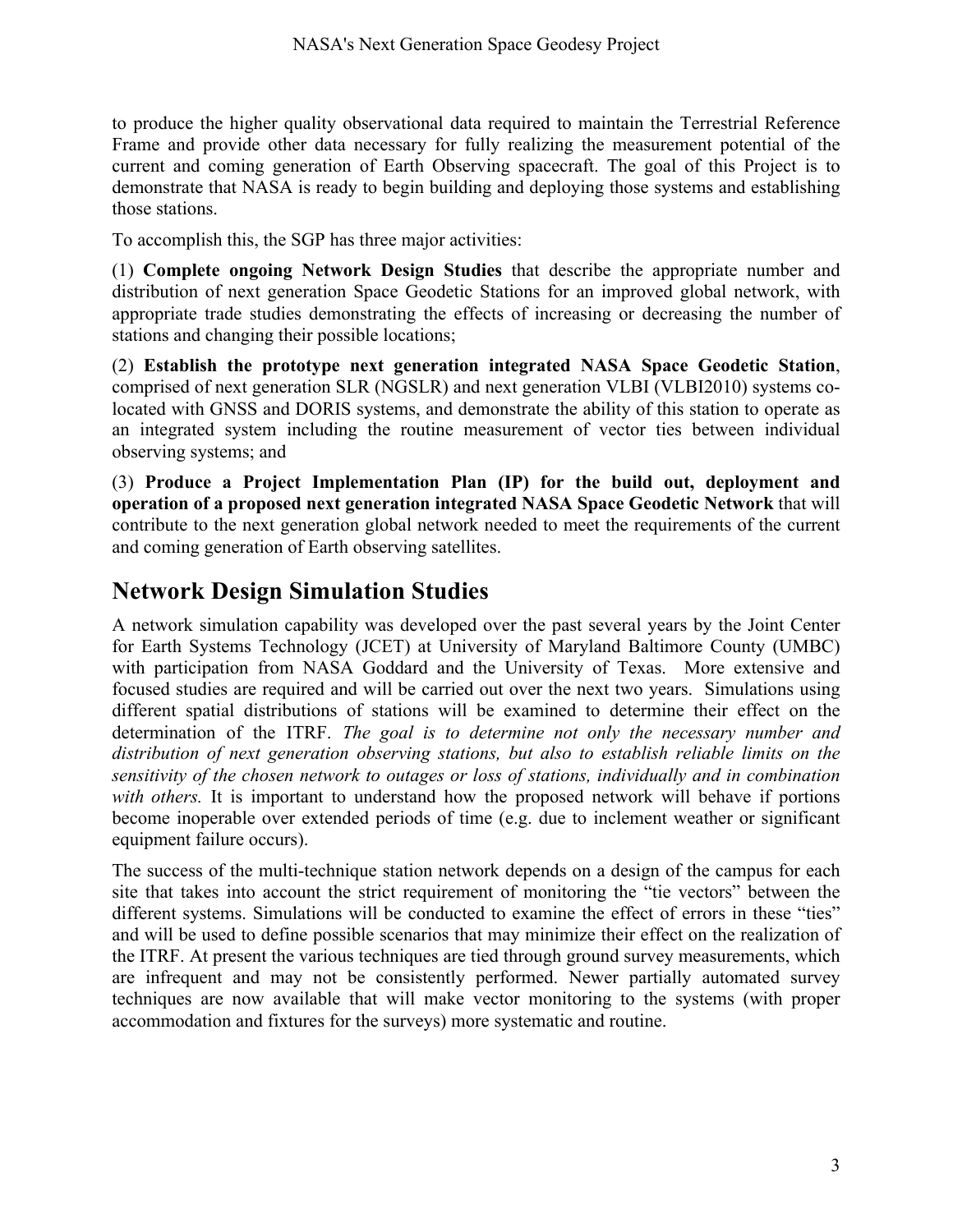to produce the higher quality observational data required to maintain the Terrestrial Reference Frame and provide other data necessary for fully realizing the measurement potential of the current and coming generation of Earth Observing spacecraft. The goal of this Project is to demonstrate that NASA is ready to begin building and deploying those systems and establishing those stations.

To accomplish this, the SGP has three major activities:

(1) **Complete ongoing Network Design Studies** that describe the appropriate number and distribution of next generation Space Geodetic Stations for an improved global network, with appropriate trade studies demonstrating the effects of increasing or decreasing the number of stations and changing their possible locations;

(2) **Establish the prototype next generation integrated NASA Space Geodetic Station**, comprised of next generation SLR (NGSLR) and next generation VLBI (VLBI2010) systems co-located with GNSS and DORIS systems, and demonstrate the ability of this station to operate as an integrated system including the routine measurement of vector ties between individual observing systems; and

(3) **Produce a Project Implementation Plan (IP) for the build out, deployment and operation of a proposed next generation integrated NASA Space Geodetic Network** that will contribute to the next generation global network needed to meet the requirements of the current and coming generation of Earth observing satellites.

## Network Design Simulation Studies

A network simulation capability was developed over the past several years by the Joint Center for Earth Systems Technology (JCET) at University of Maryland Baltimore County (UMBC) with participation from NASA Goddard and the University of Texas. More extensive and focused studies are required and will be carried out over the next two years. Simulations using different spatial distributions of stations will be examined to determine their effect on the determination of the ITRF. *The goal is to determine not only the necessary number and distribution of next generation observing stations, but also to establish reliable limits on the sensitivity of the chosen network to outages or loss of stations, individually and in combination with others.* It is important to understand how the proposed network will behave if portions become inoperable over extended periods of time (e.g. due to inclement weather or significant equipment failure occurs).

The success of the multi-technique station network depends on a design of the campus for each site that takes into account the strict requirement of monitoring the "tie vectors" between the different systems. Simulations will be conducted to examine the effect of errors in these "ties" and will be used to define possible scenarios that may minimize their effect on the realization of the ITRF. At present the various techniques are tied through ground survey measurements, which are infrequent and may not be consistently performed. Newer partially automated survey techniques are now available that will make vector monitoring to the systems (with proper accommodation and fixtures for the surveys) more systematic and routine.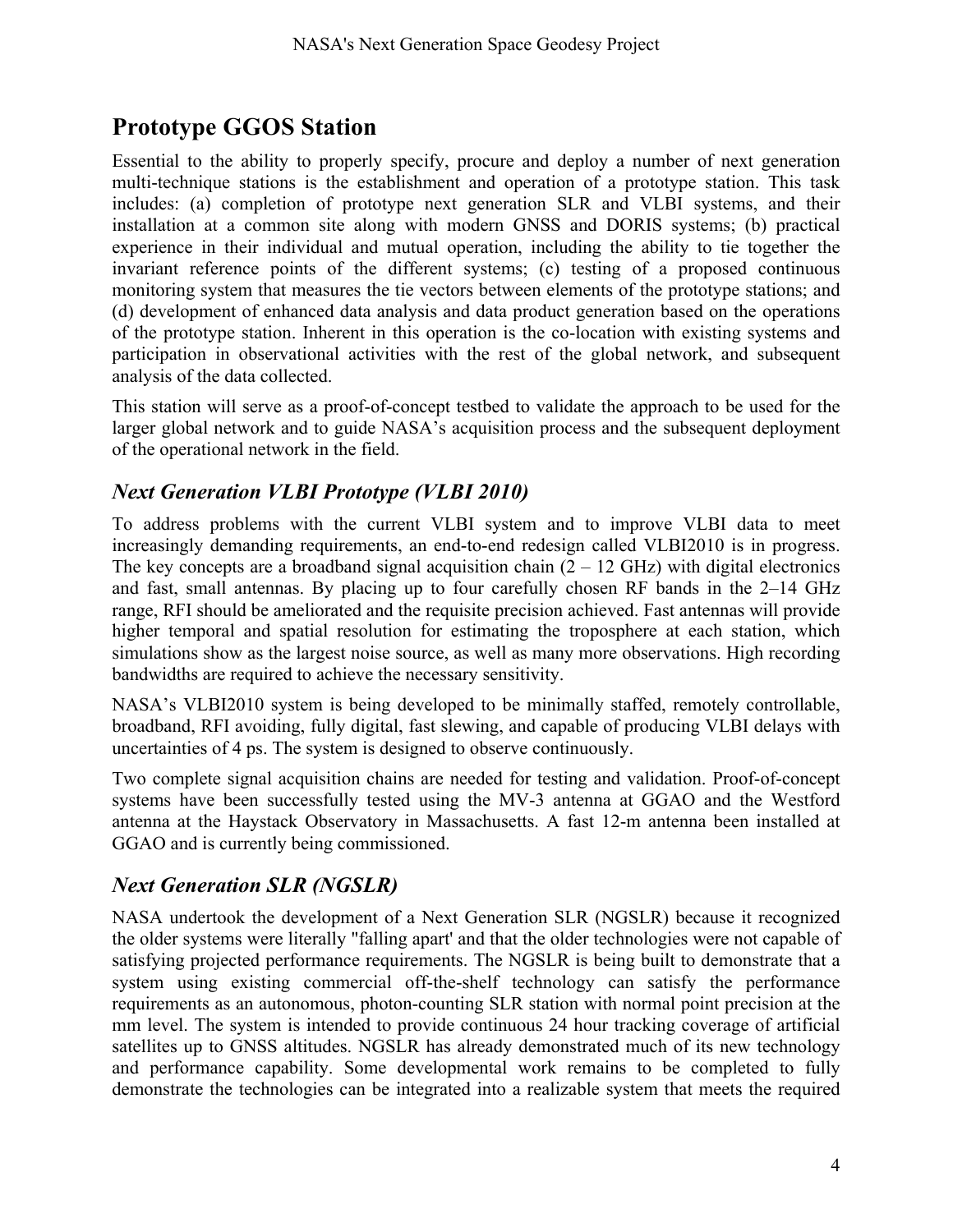## Prototype GGOS Station

Essential to the ability to properly specify, procure and deploy a number of next generation multi-technique stations is the establishment and operation of a prototype station. This task includes: (a) completion of prototype next generation SLR and VLBI systems, and their installation at a common site along with modern GNSS and DORIS systems; (b) practical experience in their individual and mutual operation, including the ability to tie together the invariant reference points of the different systems; (c) testing of a proposed continuous monitoring system that measures the tie vectors between elements of the prototype stations; and (d) development of enhanced data analysis and data product generation based on the operations of the prototype station. Inherent in this operation is the co-location with existing systems and participation in observational activities with the rest of the global network, and subsequent analysis of the data collected.

This station will serve as a proof-of-concept testbed to validate the approach to be used for the larger global network and to guide NASA's acquisition process and the subsequent deployment of the operational network in the field.

### *Next Generation VLBI Prototype (VLBI 2010)*

To address problems with the current VLBI system and to improve VLBI data to meet increasingly demanding requirements, an end-to-end redesign called VLBI2010 is in progress. The key concepts are a broadband signal acquisition chain (2 – 12 GHz) with digital electronics and fast, small antennas. By placing up to four carefully chosen RF bands in the 2–14 GHz range, RFI should be ameliorated and the requisite precision achieved. Fast antennas will provide higher temporal and spatial resolution for estimating the troposphere at each station, which simulations show as the largest noise source, as well as many more observations. High recording bandwidths are required to achieve the necessary sensitivity.

NASA's VLBI2010 system is being developed to be minimally staffed, remotely controllable, broadband, RFI avoiding, fully digital, fast slewing, and capable of producing VLBI delays with uncertainties of 4 ps. The system is designed to observe continuously.

Two complete signal acquisition chains are needed for testing and validation. Proof-of-concept systems have been successfully tested using the MV-3 antenna at GGAO and the Westford antenna at the Haystack Observatory in Massachusetts. A fast 12-m antenna been installed at GGAO and is currently being commissioned.

### *Next Generation SLR (NGSLR)*

NASA undertook the development of a Next Generation SLR (NGSLR) because it recognized the older systems were literally "falling apart' and that the older technologies were not capable of satisfying projected performance requirements. The NGSLR is being built to demonstrate that a system using existing commercial off-the-shelf technology can satisfy the performance requirements as an autonomous, photon-counting SLR station with normal point precision at the mm level. The system is intended to provide continuous 24 hour tracking coverage of artificial satellites up to GNSS altitudes. NGSLR has already demonstrated much of its new technology and performance capability. Some developmental work remains to be completed to fully demonstrate the technologies can be integrated into a realizable system that meets the required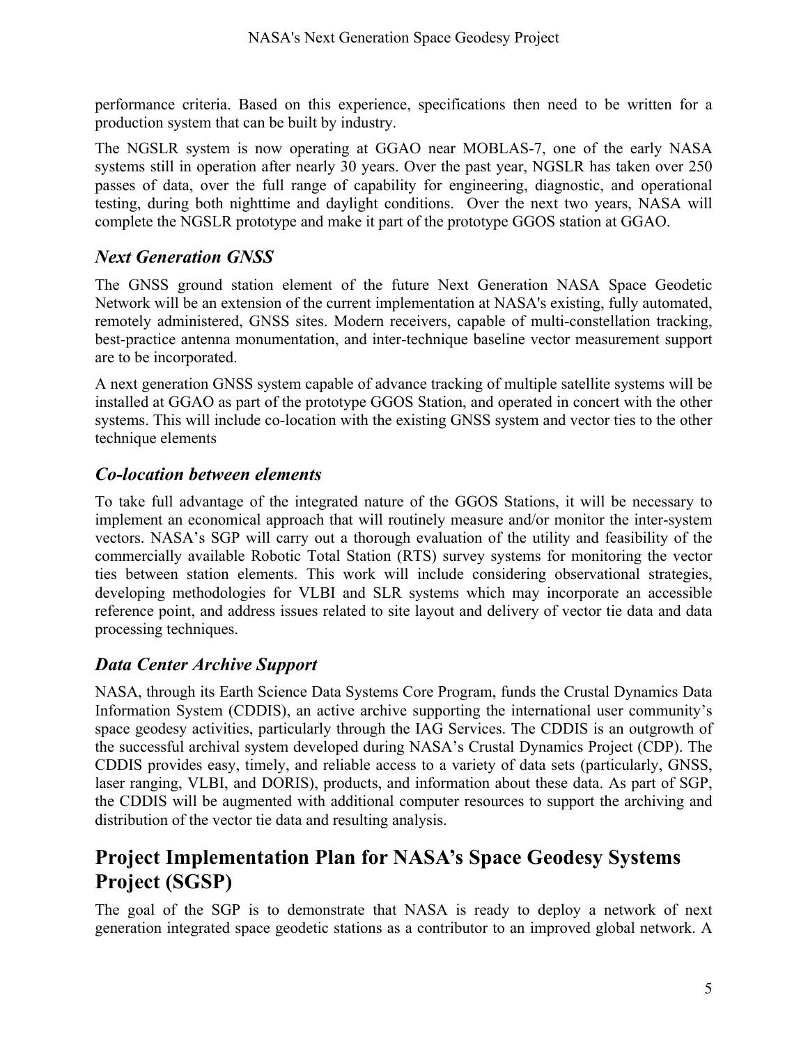performance criteria. Based on this experience, specifications then need to be written for a production system that can be built by industry.

The NGSLR system is now operating at GGAO near MOBLAS-7, one of the early NASA systems still in operation after nearly 30 years. Over the past year, NGSLR has taken over 250 passes of data, over the full range of capability for engineering, diagnostic, and operational testing, during both nighttime and daylight conditions. Over the next two years, NASA will complete the NGSLR prototype and make it part of the prototype GGOS station at GGAO.

### *Next Generation GNSS*

The GNSS ground station element of the future Next Generation NASA Space Geodetic Network will be an extension of the current implementation at NASA's existing, fully automated, remotely administered, GNSS sites. Modern receivers, capable of multi-constellation tracking, best-practice antenna monumentation, and inter-technique baseline vector measurement support are to be incorporated.

A next generation GNSS system capable of advance tracking of multiple satellite systems will be installed at GGAO as part of the prototype GGOS Station, and operated in concert with the other systems. This will include co-location with the existing GNSS system and vector ties to the other technique elements

### *Co-location between elements*

To take full advantage of the integrated nature of the GGOS Stations, it will be necessary to implement an economical approach that will routinely measure and/or monitor the inter-system vectors. NASA's SGP will carry out a thorough evaluation of the utility and feasibility of the commercially available Robotic Total Station (RTS) survey systems for monitoring the vector ties between station elements. This work will include considering observational strategies, developing methodologies for VLBI and SLR systems which may incorporate an accessible reference point, and address issues related to site layout and delivery of vector tie data and data processing techniques.

### *Data Center Archive Support*

NASA, through its Earth Science Data Systems Core Program, funds the Crustal Dynamics Data Information System (CDDIS), an active archive supporting the international user community's space geodesy activities, particularly through the IAG Services. The CDDIS is an outgrowth of the successful archival system developed during NASA's Crustal Dynamics Project (CDP). The CDDIS provides easy, timely, and reliable access to a variety of data sets (particularly, GNSS, laser ranging, VLBI, and DORIS), products, and information about these data. As part of SGP, the CDDIS will be augmented with additional computer resources to support the archiving and distribution of the vector tie data and resulting analysis.

## Project Implementation Plan for NASA's Space Geodesy Systems Project (SGSP)

The goal of the SGP is to demonstrate that NASA is ready to deploy a network of next generation integrated space geodetic stations as a contributor to an improved global network. A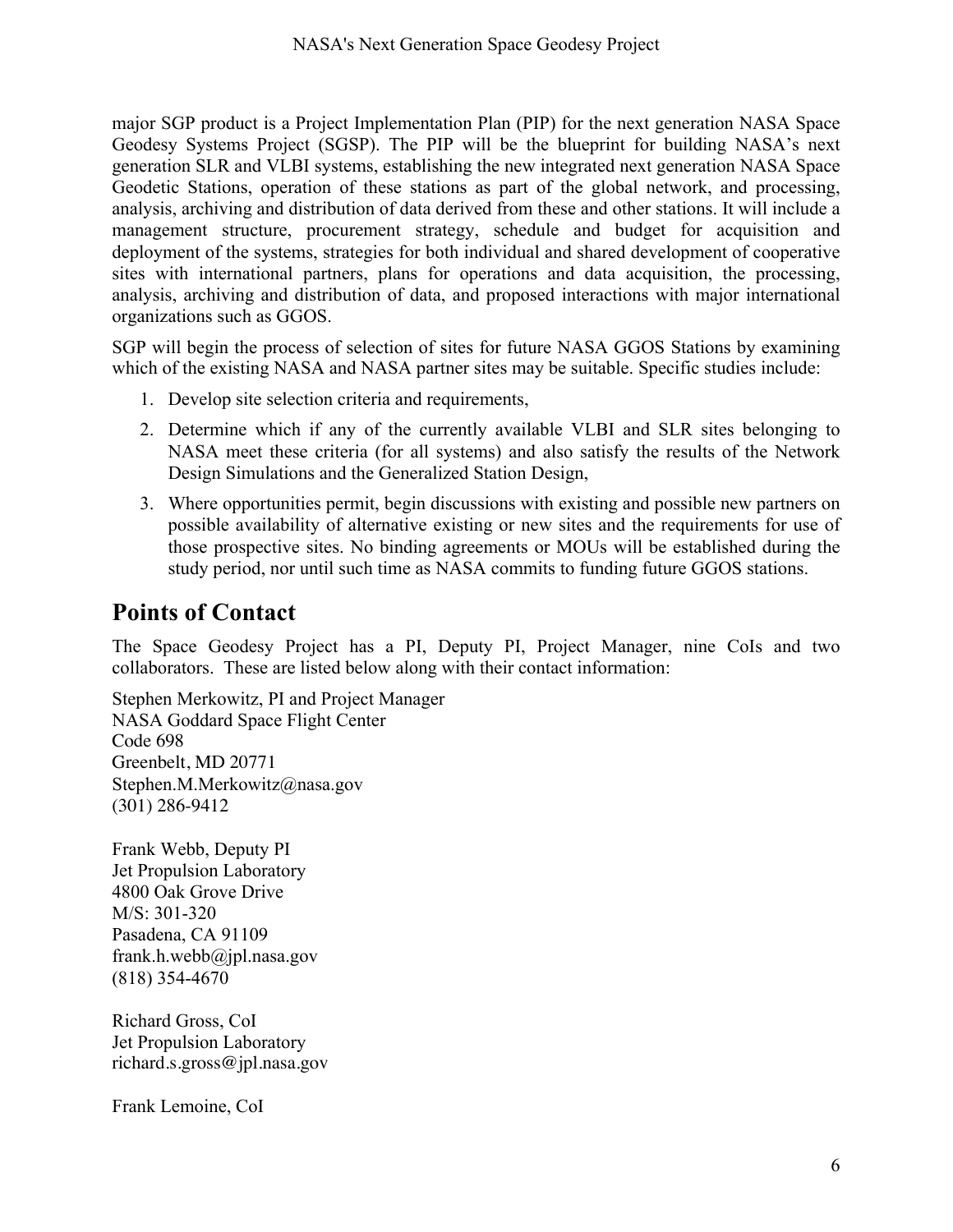major SGP product is a Project Implementation Plan (PIP) for the next generation NASA Space Geodesy Systems Project (SGSP). The PIP will be the blueprint for building NASA's next generation SLR and VLBI systems, establishing the new integrated next generation NASA Space Geodetic Stations, operation of these stations as part of the global network, and processing, analysis, archiving and distribution of data derived from these and other stations. It will include a management structure, procurement strategy, schedule and budget for acquisition and deployment of the systems, strategies for both individual and shared development of cooperative sites with international partners, plans for operations and data acquisition, the processing, analysis, archiving and distribution of data, and proposed interactions with major international organizations such as GGOS.

SGP will begin the process of selection of sites for future NASA GGOS Stations by examining which of the existing NASA and NASA partner sites may be suitable. Specific studies include:

1. Develop site selection criteria and requirements,
2. Determine which if any of the currently available VLBI and SLR sites belonging to NASA meet these criteria (for all systems) and also satisfy the results of the Network Design Simulations and the Generalized Station Design,
3. Where opportunities permit, begin discussions with existing and possible new partners on possible availability of alternative existing or new sites and the requirements for use of those prospective sites. No binding agreements or MOUs will be established during the study period, nor until such time as NASA commits to funding future GGOS stations.

## Points of Contact

The Space Geodesy Project has a PI, Deputy PI, Project Manager, nine CoIs and two collaborators. These are listed below along with their contact information:

Stephen Merkowitz, PI and Project Manager
NASA Goddard Space Flight Center
Code 698
Greenbelt, MD 20771
Stephen.M.Merkowitz@nasa.gov
(301) 286-9412

Frank Webb, Deputy PI
Jet Propulsion Laboratory
4800 Oak Grove Drive
M/S: 301-320
Pasadena, CA 91109
frank.h.webb@jpl.nasa.gov
(818) 354-4670

Richard Gross, CoI
Jet Propulsion Laboratory
richard.s.gross@jpl.nasa.gov

Frank Lemoine, CoI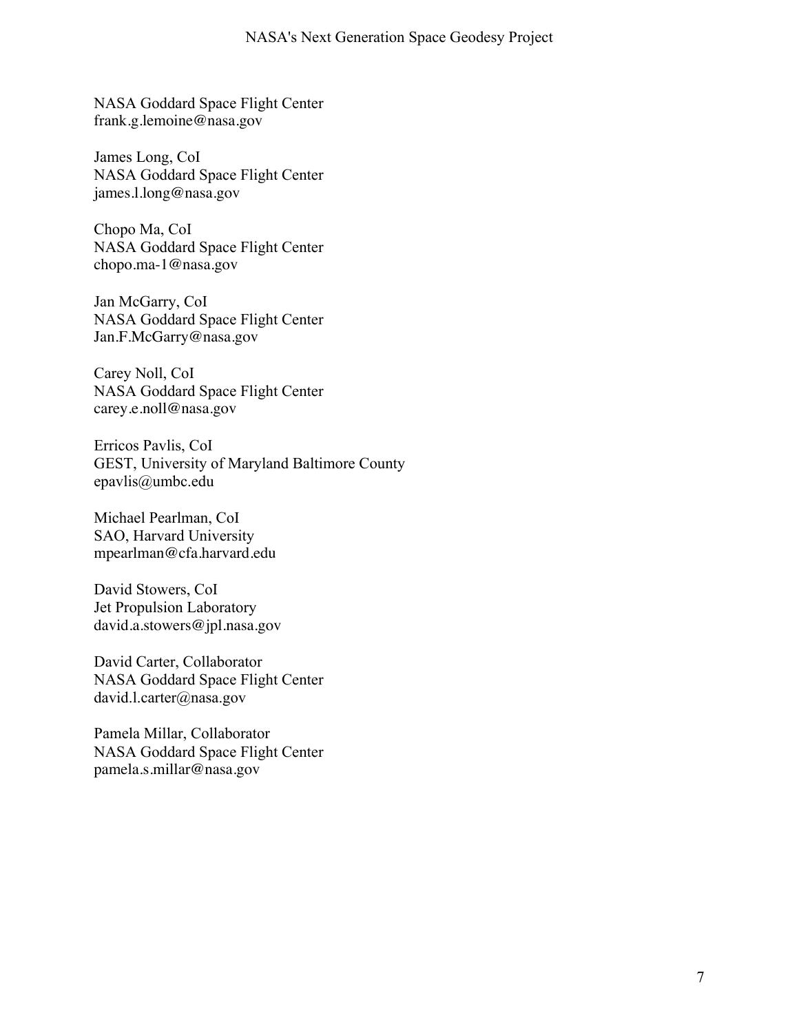NASA Goddard Space Flight Center
frank.g.lemoine@nasa.gov

James Long, CoI
NASA Goddard Space Flight Center
james.l.long@nasa.gov

Chopo Ma, CoI
NASA Goddard Space Flight Center
chopo.ma-1@nasa.gov

Jan McGarry, CoI
NASA Goddard Space Flight Center
Jan.F.McGarry@nasa.gov

Carey Noll, CoI
NASA Goddard Space Flight Center
carey.e.noll@nasa.gov

Erricos Pavlis, CoI
GEST, University of Maryland Baltimore County
epavlis@umbc.edu

Michael Pearlman, CoI
SAO, Harvard University
mpearlman@cfa.harvard.edu

David Stowers, CoI
Jet Propulsion Laboratory
david.a.stowers@jpl.nasa.gov

David Carter, Collaborator
NASA Goddard Space Flight Center
david.l.carter@nasa.gov

Pamela Millar, Collaborator
NASA Goddard Space Flight Center
pamela.s.millar@nasa.gov